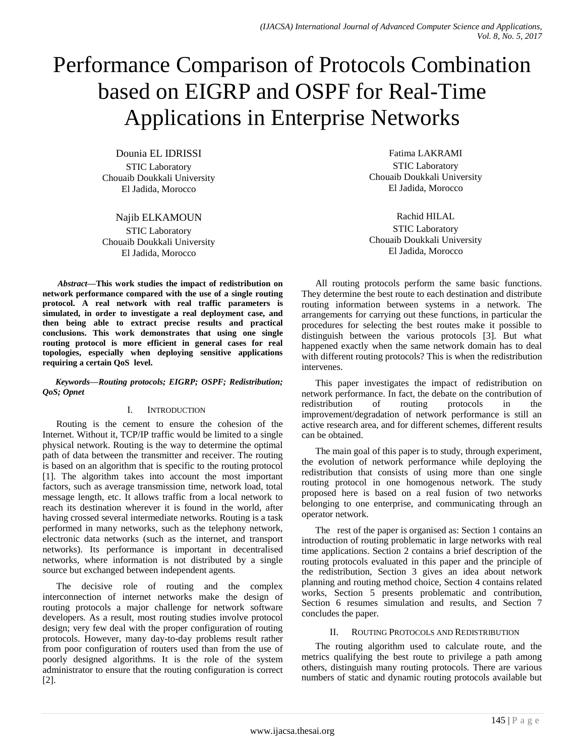# Performance Comparison of Protocols Combination based on EIGRP and OSPF for Real-Time Applications in Enterprise Networks

Dounia EL IDRISSI
STIC Laboratory
Chouaib Doukkali University
El Jadida, Morocco

Fatima LAKRAMI
STIC Laboratory
Chouaib Doukkali University
El Jadida, Morocco

Najib ELKAMOUN
STIC Laboratory
Chouaib Doukkali University
El Jadida, Morocco

Rachid HILAL
STIC Laboratory
Chouaib Doukkali University
El Jadida, Morocco

***Abstract*—This work studies the impact of redistribution on network performance compared with the use of a single routing protocol. A real network with real traffic parameters is simulated, in order to investigate a real deployment case, and then being able to extract precise results and practical conclusions. This work demonstrates that using one single routing protocol is more efficient in general cases for real topologies, especially when deploying sensitive applications requiring a certain QoS level.**

***Keywords*—Routing protocols; EIGRP; OSPF; Redistribution; QoS; Opnet**

## I. Introduction

Routing is the cement to ensure the cohesion of the Internet. Without it, TCP/IP traffic would be limited to a single physical network. Routing is the way to determine the optimal path of data between the transmitter and receiver. The routing is based on an algorithm that is specific to the routing protocol [1]. The algorithm takes into account the most important factors, such as average transmission time, network load, total message length, etc. It allows traffic from a local network to reach its destination wherever it is found in the world, after having crossed several intermediate networks. Routing is a task performed in many networks, such as the telephony network, electronic data networks (such as the internet, and transport networks). Its performance is important in decentralised networks, where information is not distributed by a single source but exchanged between independent agents.

The decisive role of routing and the complex interconnection of internet networks make the design of routing protocols a major challenge for network software developers. As a result, most routing studies involve protocol design; very few deal with the proper configuration of routing protocols. However, many day-to-day problems result rather from poor configuration of routers used than from the use of poorly designed algorithms. It is the role of the system administrator to ensure that the routing configuration is correct [2].

All routing protocols perform the same basic functions. They determine the best route to each destination and distribute routing information between systems in a network. The arrangements for carrying out these functions, in particular the procedures for selecting the best routes make it possible to distinguish between the various protocols [3]. But what happened exactly when the same network domain has to deal with different routing protocols? This is when the redistribution intervenes.

This paper investigates the impact of redistribution on network performance. In fact, the debate on the contribution of redistribution of routing protocols in the improvement/degradation of network performance is still an active research area, and for different schemes, different results can be obtained.

The main goal of this paper is to study, through experiment, the evolution of network performance while deploying the redistribution that consists of using more than one single routing protocol in one homogenous network. The study proposed here is based on a real fusion of two networks belonging to one enterprise, and communicating through an operator network.

The rest of the paper is organised as: Section 1 contains an introduction of routing problematic in large networks with real time applications. Section 2 contains a brief description of the routing protocols evaluated in this paper and the principle of the redistribution, Section 3 gives an idea about network planning and routing method choice, Section 4 contains related works, Section 5 presents problematic and contribution, Section 6 resumes simulation and results, and Section 7 concludes the paper.

## II. Routing Protocols and Redistribution

The routing algorithm used to calculate route, and the metrics qualifying the best route to privilege a path among others, distinguish many routing protocols. There are various numbers of static and dynamic routing protocols available but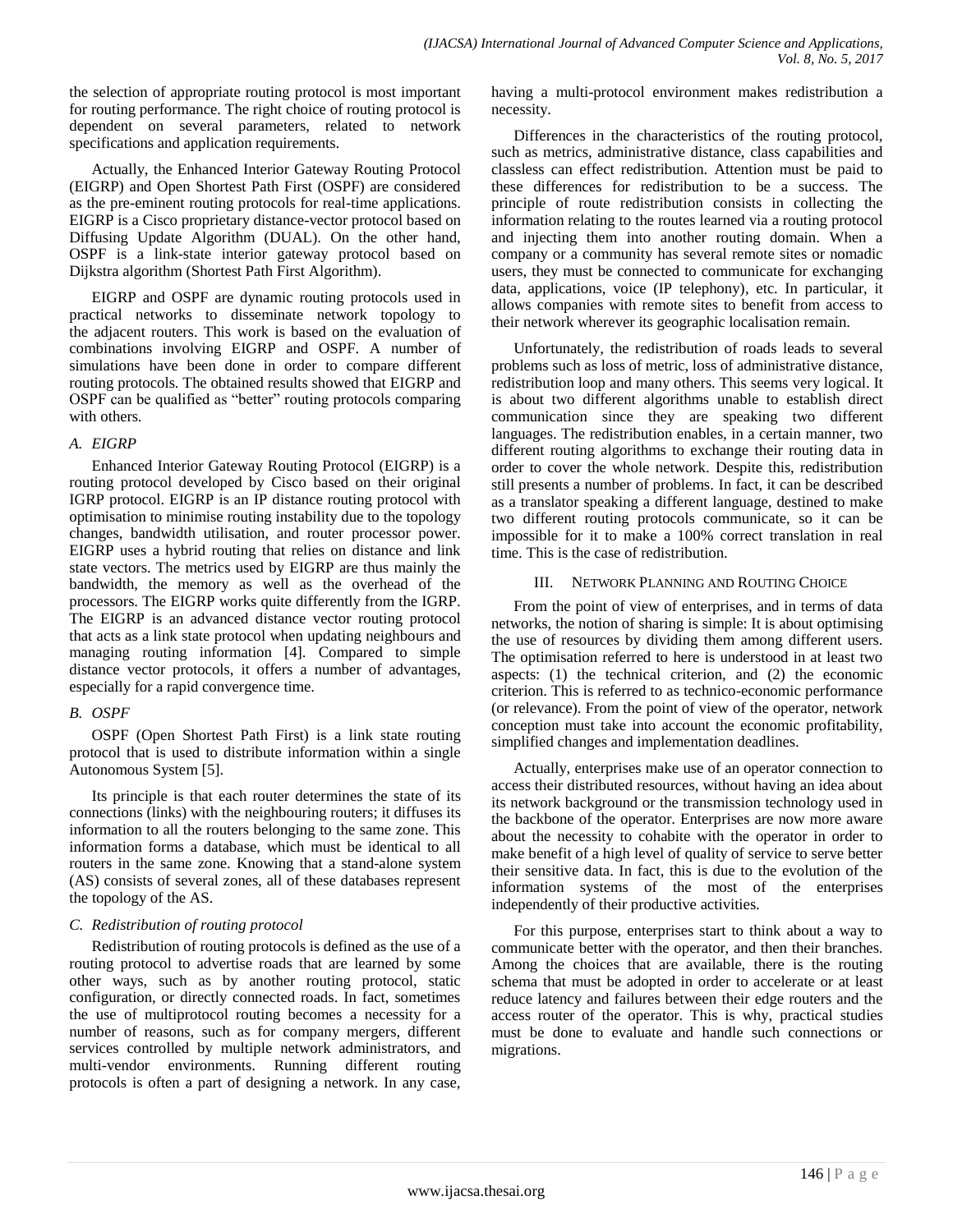the selection of appropriate routing protocol is most important for routing performance. The right choice of routing protocol is dependent on several parameters, related to network specifications and application requirements.

Actually, the Enhanced Interior Gateway Routing Protocol (EIGRP) and Open Shortest Path First (OSPF) are considered as the pre-eminent routing protocols for real-time applications. EIGRP is a Cisco proprietary distance-vector protocol based on Diffusing Update Algorithm (DUAL). On the other hand, OSPF is a link-state interior gateway protocol based on Dijkstra algorithm (Shortest Path First Algorithm).

EIGRP and OSPF are dynamic routing protocols used in practical networks to disseminate network topology to the adjacent routers. This work is based on the evaluation of combinations involving EIGRP and OSPF. A number of simulations have been done in order to compare different routing protocols. The obtained results showed that EIGRP and OSPF can be qualified as "better" routing protocols comparing with others.

### *A. EIGRP*

Enhanced Interior Gateway Routing Protocol (EIGRP) is a routing protocol developed by Cisco based on their original IGRP protocol. EIGRP is an IP distance routing protocol with optimisation to minimise routing instability due to the topology changes, bandwidth utilisation, and router processor power. EIGRP uses a hybrid routing that relies on distance and link state vectors. The metrics used by EIGRP are thus mainly the bandwidth, the memory as well as the overhead of the processors. The EIGRP works quite differently from the IGRP. The EIGRP is an advanced distance vector routing protocol that acts as a link state protocol when updating neighbours and managing routing information [4]. Compared to simple distance vector protocols, it offers a number of advantages, especially for a rapid convergence time.

### *B. OSPF*

OSPF (Open Shortest Path First) is a link state routing protocol that is used to distribute information within a single Autonomous System [5].

Its principle is that each router determines the state of its connections (links) with the neighbouring routers; it diffuses its information to all the routers belonging to the same zone. This information forms a database, which must be identical to all routers in the same zone. Knowing that a stand-alone system (AS) consists of several zones, all of these databases represent the topology of the AS.

### *C. Redistribution of routing protocol*

Redistribution of routing protocols is defined as the use of a routing protocol to advertise roads that are learned by some other ways, such as by another routing protocol, static configuration, or directly connected roads. In fact, sometimes the use of multiprotocol routing becomes a necessity for a number of reasons, such as for company mergers, different services controlled by multiple network administrators, and multi-vendor environments. Running different routing protocols is often a part of designing a network. In any case, having a multi-protocol environment makes redistribution a necessity.

Differences in the characteristics of the routing protocol, such as metrics, administrative distance, class capabilities and classless can effect redistribution. Attention must be paid to these differences for redistribution to be a success. The principle of route redistribution consists in collecting the information relating to the routes learned via a routing protocol and injecting them into another routing domain. When a company or a community has several remote sites or nomadic users, they must be connected to communicate for exchanging data, applications, voice (IP telephony), etc. In particular, it allows companies with remote sites to benefit from access to their network wherever its geographic localisation remain.

Unfortunately, the redistribution of roads leads to several problems such as loss of metric, loss of administrative distance, redistribution loop and many others. This seems very logical. It is about two different algorithms unable to establish direct communication since they are speaking two different languages. The redistribution enables, in a certain manner, two different routing algorithms to exchange their routing data in order to cover the whole network. Despite this, redistribution still presents a number of problems. In fact, it can be described as a translator speaking a different language, destined to make two different routing protocols communicate, so it can be impossible for it to make a 100% correct translation in real time. This is the case of redistribution.

## III. Network Planning and Routing Choice

From the point of view of enterprises, and in terms of data networks, the notion of sharing is simple: It is about optimising the use of resources by dividing them among different users. The optimisation referred to here is understood in at least two aspects: (1) the technical criterion, and (2) the economic criterion. This is referred to as technico-economic performance (or relevance). From the point of view of the operator, network conception must take into account the economic profitability, simplified changes and implementation deadlines.

Actually, enterprises make use of an operator connection to access their distributed resources, without having an idea about its network background or the transmission technology used in the backbone of the operator. Enterprises are now more aware about the necessity to cohabite with the operator in order to make benefit of a high level of quality of service to serve better their sensitive data. In fact, this is due to the evolution of the information systems of the most of the enterprises independently of their productive activities.

For this purpose, enterprises start to think about a way to communicate better with the operator, and then their branches. Among the choices that are available, there is the routing schema that must be adopted in order to accelerate or at least reduce latency and failures between their edge routers and the access router of the operator. This is why, practical studies must be done to evaluate and handle such connections or migrations.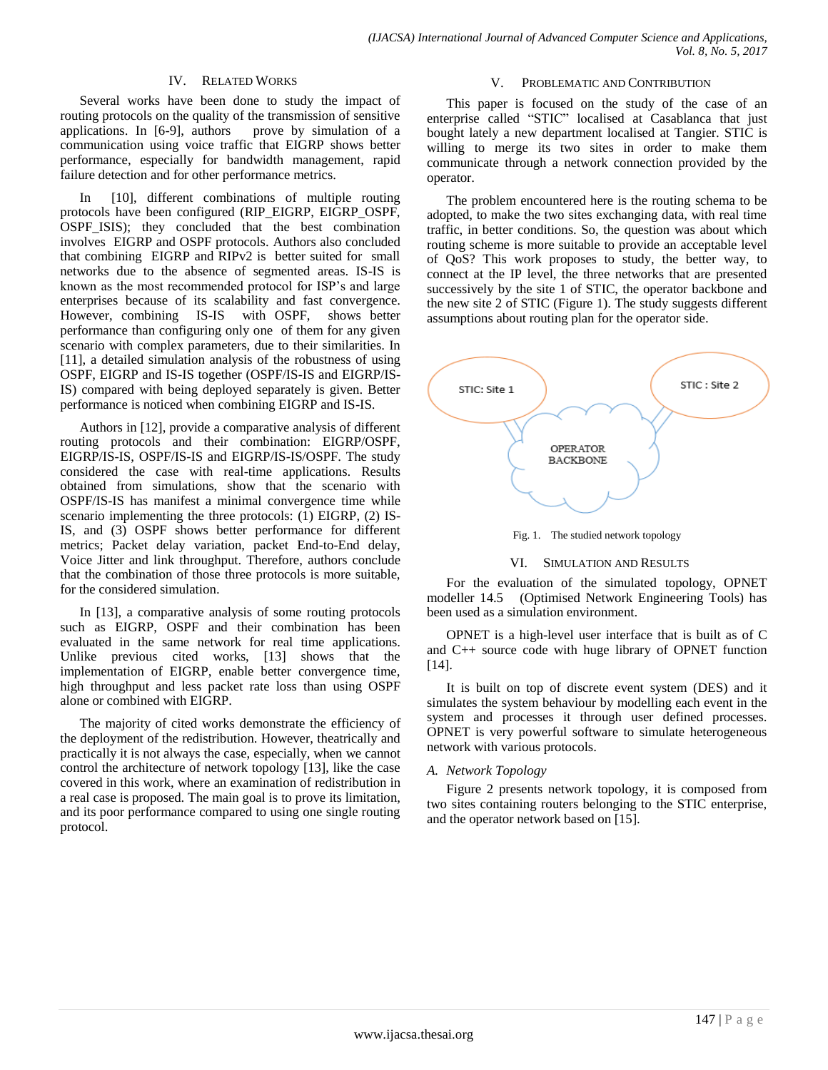## IV. Related Works

Several works have been done to study the impact of routing protocols on the quality of the transmission of sensitive applications. In [6-9], authors prove by simulation of a communication using voice traffic that EIGRP shows better performance, especially for bandwidth management, rapid failure detection and for other performance metrics.

In [10], different combinations of multiple routing protocols have been configured (RIP_EIGRP, EIGRP_OSPF, OSPF_ISIS); they concluded that the best combination involves EIGRP and OSPF protocols. Authors also concluded that combining EIGRP and RIPv2 is better suited for small networks due to the absence of segmented areas. IS-IS is known as the most recommended protocol for ISP's and large enterprises because of its scalability and fast convergence. However, combining IS-IS with OSPF, shows better performance than configuring only one of them for any given scenario with complex parameters, due to their similarities. In [11], a detailed simulation analysis of the robustness of using OSPF, EIGRP and IS-IS together (OSPF/IS-IS and EIGRP/IS-IS) compared with being deployed separately is given. Better performance is noticed when combining EIGRP and IS-IS.

Authors in [12], provide a comparative analysis of different routing protocols and their combination: EIGRP/OSPF, EIGRP/IS-IS, OSPF/IS-IS and EIGRP/IS-IS/OSPF. The study considered the case with real-time applications. Results obtained from simulations, show that the scenario with OSPF/IS-IS has manifest a minimal convergence time while scenario implementing the three protocols: (1) EIGRP, (2) IS-IS, and (3) OSPF shows better performance for different metrics; Packet delay variation, packet End-to-End delay, Voice Jitter and link throughput. Therefore, authors conclude that the combination of those three protocols is more suitable, for the considered simulation.

In [13], a comparative analysis of some routing protocols such as EIGRP, OSPF and their combination has been evaluated in the same network for real time applications. Unlike previous cited works, [13] shows that the implementation of EIGRP, enable better convergence time, high throughput and less packet rate loss than using OSPF alone or combined with EIGRP.

The majority of cited works demonstrate the efficiency of the deployment of the redistribution. However, theatrically and practically it is not always the case, especially, when we cannot control the architecture of network topology [13], like the case covered in this work, where an examination of redistribution in a real case is proposed. The main goal is to prove its limitation, and its poor performance compared to using one single routing protocol.

## V. Problematic and Contribution

This paper is focused on the study of the case of an enterprise called "STIC" localised at Casablanca that just bought lately a new department localised at Tangier. STIC is willing to merge its two sites in order to make them communicate through a network connection provided by the operator.

The problem encountered here is the routing schema to be adopted, to make the two sites exchanging data, with real time traffic, in better conditions. So, the question was about which routing scheme is more suitable to provide an acceptable level of QoS? This work proposes to study, the better way, to connect at the IP level, the three networks that are presented successively by the site 1 of STIC, the operator backbone and the new site 2 of STIC (Figure 1). The study suggests different assumptions about routing plan for the operator side.

STIC: Site 1 — OPERATOR BACKBONE — STIC : Site 2

Fig. 1. The studied network topology

## VI. Simulation and Results

For the evaluation of the simulated topology, OPNET modeller 14.5 (Optimised Network Engineering Tools) has been used as a simulation environment.

OPNET is a high-level user interface that is built as of C and C++ source code with huge library of OPNET function [14].

It is built on top of discrete event system (DES) and it simulates the system behaviour by modelling each event in the system and processes it through user defined processes. OPNET is very powerful software to simulate heterogeneous network with various protocols.

### *A. Network Topology*

Figure 2 presents network topology, it is composed from two sites containing routers belonging to the STIC enterprise, and the operator network based on [15].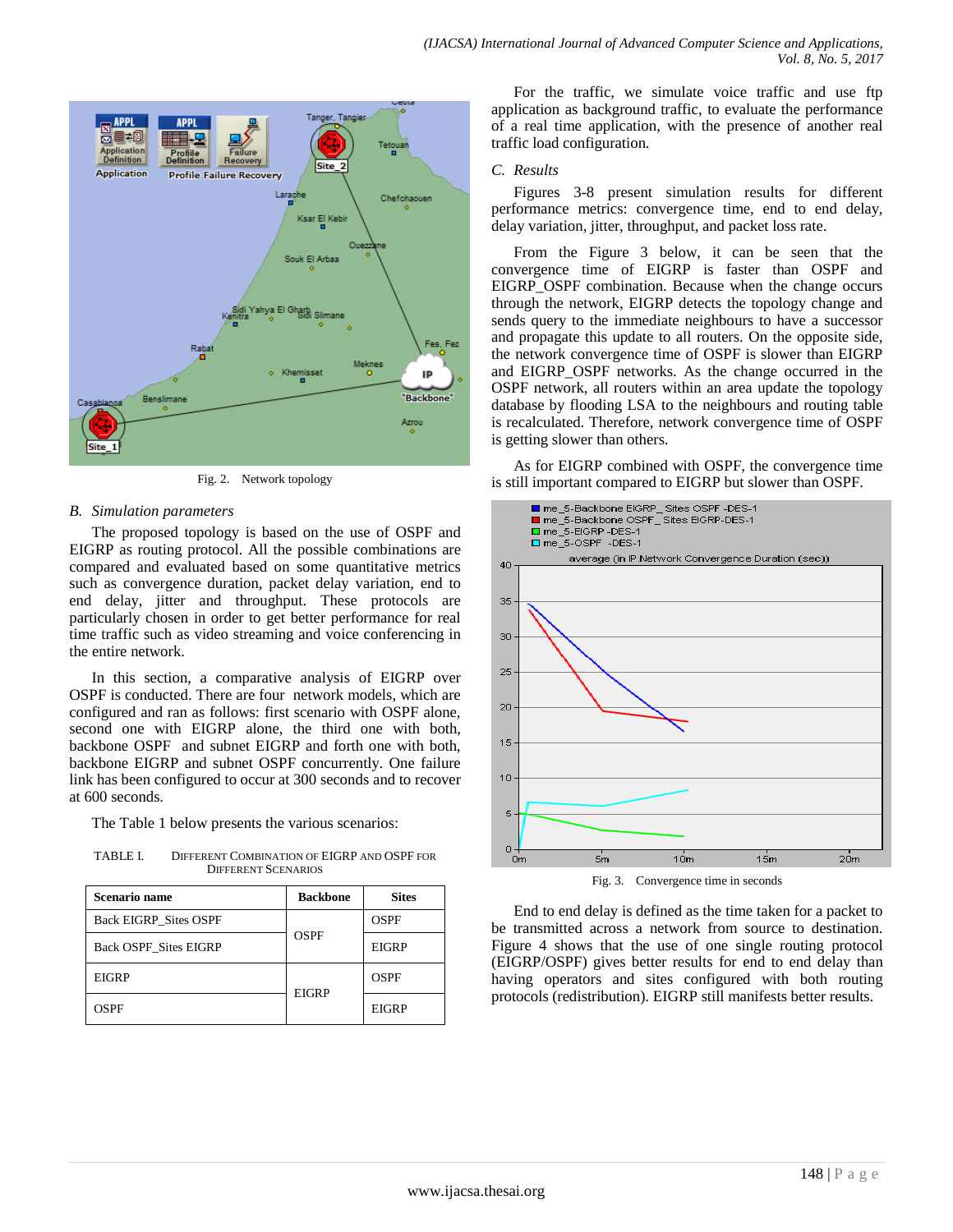Fig. 2. Network topology

### B. Simulation parameters

The proposed topology is based on the use of OSPF and EIGRP as routing protocol. All the possible combinations are compared and evaluated based on some quantitative metrics such as convergence duration, packet delay variation, end to end delay, jitter and throughput. These protocols are particularly chosen in order to get better performance for real time traffic such as video streaming and voice conferencing in the entire network.

In this section, a comparative analysis of EIGRP over OSPF is conducted. There are four network models, which are configured and ran as follows: first scenario with OSPF alone, second one with EIGRP alone, the third one with both, backbone OSPF and subnet EIGRP and forth one with both, backbone EIGRP and subnet OSPF concurrently. One failure link has been configured to occur at 300 seconds and to recover at 600 seconds.

The Table 1 below presents the various scenarios:

TABLE I. DIFFERENT COMBINATION OF EIGRP AND OSPF FOR DIFFERENT SCENARIOS

| Scenario name | Backbone | Sites |
|---|---|---|
| Back EIGRP_Sites OSPF | OSPF | OSPF |
| Back OSPF_Sites EIGRP | | EIGRP |
| EIGRP | EIGRP | OSPF |
| OSPF | | EIGRP |

For the traffic, we simulate voice traffic and use ftp application as background traffic, to evaluate the performance of a real time application, with the presence of another real traffic load configuration.

### C. Results

Figures 3-8 present simulation results for different performance metrics: convergence time, end to end delay, delay variation, jitter, throughput, and packet loss rate.

From the Figure 3 below, it can be seen that the convergence time of EIGRP is faster than OSPF and EIGRP_OSPF combination. Because when the change occurs through the network, EIGRP detects the topology change and sends query to the immediate neighbours to have a successor and propagate this update to all routers. On the opposite side, the network convergence time of OSPF is slower than EIGRP and EIGRP_OSPF networks. As the change occurred in the OSPF network, all routers within an area update the topology database by flooding LSA to the neighbours and routing table is recalculated. Therefore, network convergence time of OSPF is getting slower than others.

As for EIGRP combined with OSPF, the convergence time is still important compared to EIGRP but slower than OSPF.

Fig. 3. Convergence time in seconds

End to end delay is defined as the time taken for a packet to be transmitted across a network from source to destination. Figure 4 shows that the use of one single routing protocol (EIGRP/OSPF) gives better results for end to end delay than having operators and sites configured with both routing protocols (redistribution). EIGRP still manifests better results.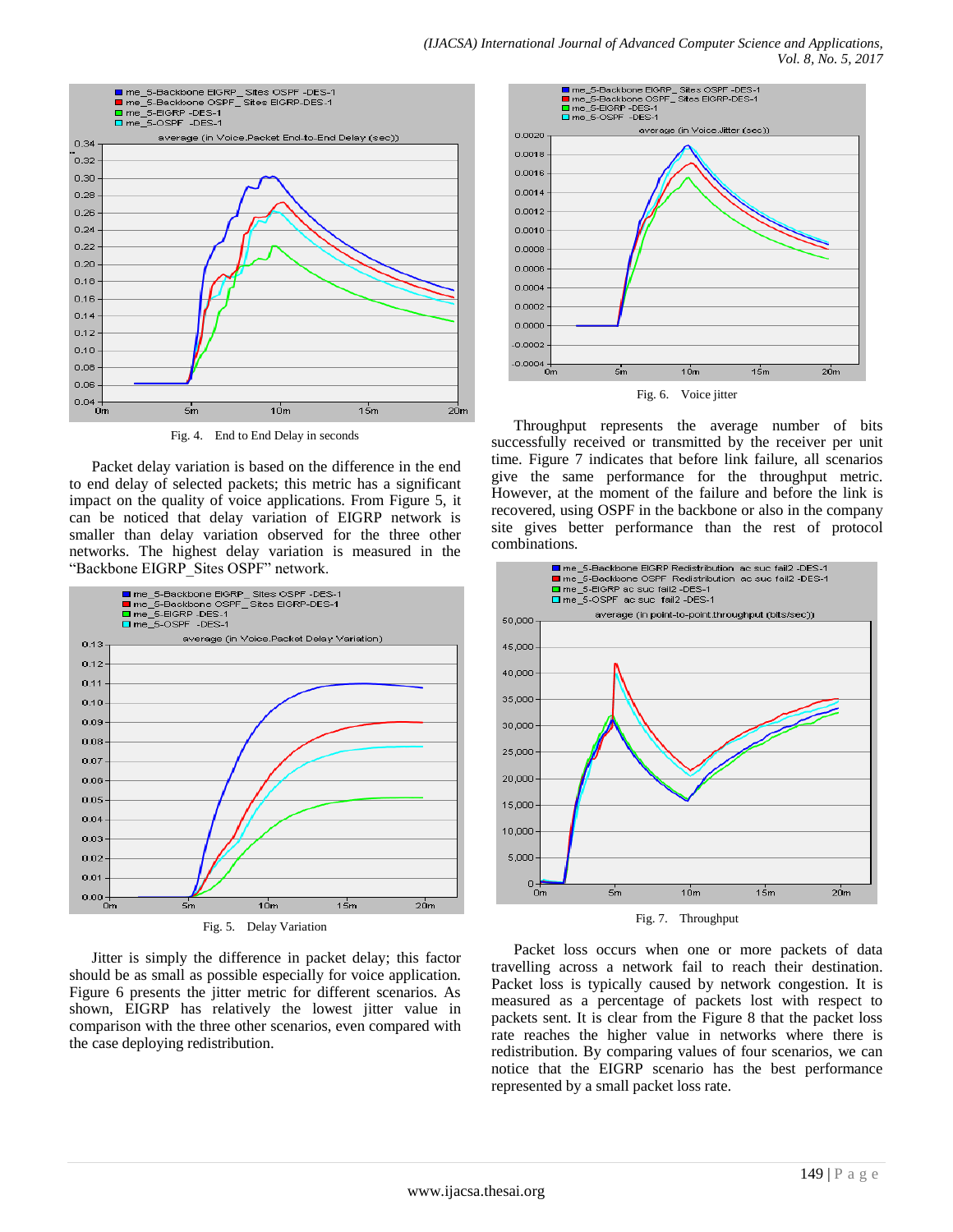Fig. 4. End to End Delay in seconds

Packet delay variation is based on the difference in the end to end delay of selected packets; this metric has a significant impact on the quality of voice applications. From Figure 5, it can be noticed that delay variation of EIGRP network is smaller than delay variation observed for the three other networks. The highest delay variation is measured in the "Backbone EIGRP_Sites OSPF" network.

Fig. 5. Delay Variation

Jitter is simply the difference in packet delay; this factor should be as small as possible especially for voice application. Figure 6 presents the jitter metric for different scenarios. As shown, EIGRP has relatively the lowest jitter value in comparison with the three other scenarios, even compared with the case deploying redistribution.

Fig. 6. Voice jitter

Throughput represents the average number of bits successfully received or transmitted by the receiver per unit time. Figure 7 indicates that before link failure, all scenarios give the same performance for the throughput metric. However, at the moment of the failure and before the link is recovered, using OSPF in the backbone or also in the company site gives better performance than the rest of protocol combinations.

Fig. 7. Throughput

Packet loss occurs when one or more packets of data travelling across a network fail to reach their destination. Packet loss is typically caused by network congestion. It is measured as a percentage of packets lost with respect to packets sent. It is clear from the Figure 8 that the packet loss rate reaches the higher value in networks where there is redistribution. By comparing values of four scenarios, we can notice that the EIGRP scenario has the best performance represented by a small packet loss rate.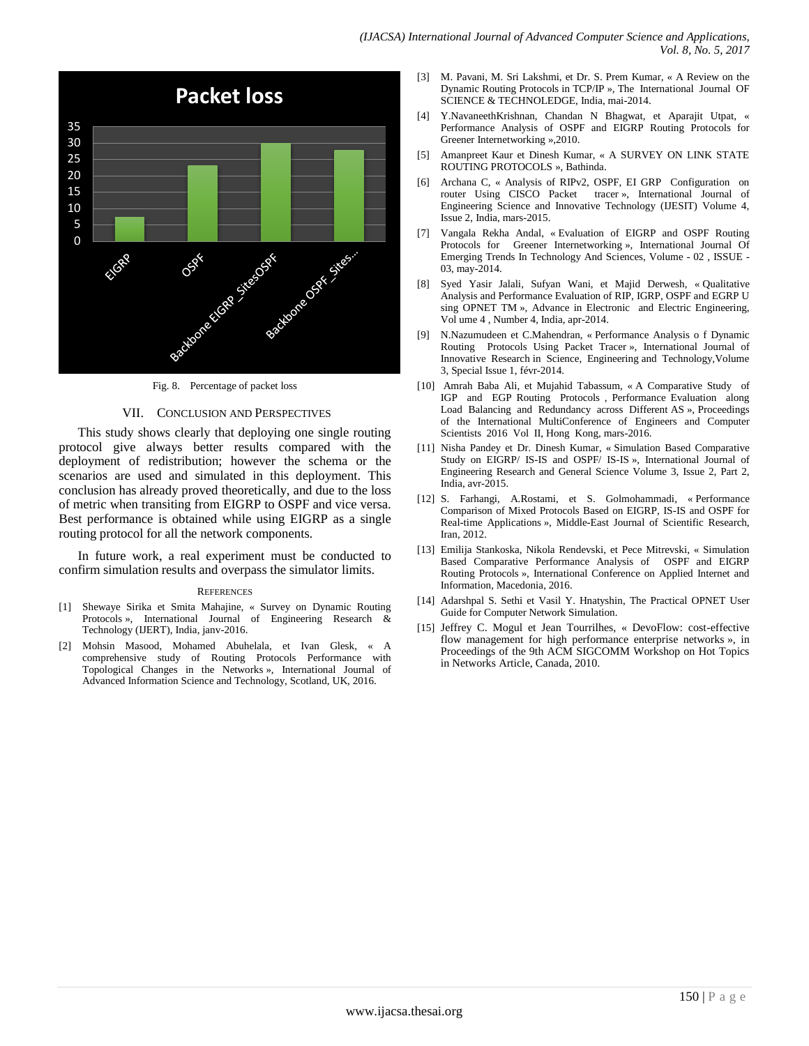Packet loss

35
30
25
20
15
10
5
0

EIGRP
OSPF
Backbone EIGRP _SitesOSPF
Backbone OSPF _Sites...

Fig. 8. Percentage of packet loss

## VII. Conclusion and Perspectives

This study shows clearly that deploying one single routing protocol give always better results compared with the deployment of redistribution; however the schema or the scenarios are used and simulated in this deployment. This conclusion has already proved theoretically, and due to the loss of metric when transiting from EIGRP to OSPF and vice versa. Best performance is obtained while using EIGRP as a single routing protocol for all the network components.

In future work, a real experiment must be conducted to confirm simulation results and overpass the simulator limits.

## References

[1] Shewaye Sirika et Smita Mahajine, « Survey on Dynamic Routing Protocols », International Journal of Engineering Research & Technology (IJERT), India, janv-2016.

[2] Mohsin Masood, Mohamed Abuhelala, et Ivan Glesk, « A comprehensive study of Routing Protocols Performance with Topological Changes in the Networks », International Journal of Advanced Information Science and Technology, Scotland, UK, 2016.

[3] M. Pavani, M. Sri Lakshmi, et Dr. S. Prem Kumar, « A Review on the Dynamic Routing Protocols in TCP/IP », The International Journal OF SCIENCE & TECHNOLEDGE, India, mai-2014.

[4] Y.NavaneethKrishnan, Chandan N Bhagwat, et Aparajit Utpat, « Performance Analysis of OSPF and EIGRP Routing Protocols for Greener Internetworking »,2010.

[5] Amanpreet Kaur et Dinesh Kumar, « A SURVEY ON LINK STATE ROUTING PROTOCOLS », Bathinda.

[6] Archana C, « Analysis of RIPv2, OSPF, EI GRP Configuration on router Using CISCO Packet tracer », International Journal of Engineering Science and Innovative Technology (IJESIT) Volume 4, Issue 2, India, mars-2015.

[7] Vangala Rekha Andal, « Evaluation of EIGRP and OSPF Routing Protocols for Greener Internetworking », International Journal Of Emerging Trends In Technology And Sciences, Volume - 02 , ISSUE - 03, may-2014.

[8] Syed Yasir Jalali, Sufyan Wani, et Majid Derwesh, « Qualitative Analysis and Performance Evaluation of RIP, IGRP, OSPF and EGRP U sing OPNET TM », Advance in Electronic and Electric Engineering, Vol ume 4 , Number 4, India, apr-2014.

[9] N.Nazumudeen et C.Mahendran, « Performance Analysis o f Dynamic Routing Protocols Using Packet Tracer », International Journal of Innovative Research in Science, Engineering and Technology,Volume 3, Special Issue 1, févr-2014.

[10] Amrah Baba Ali, et Mujahid Tabassum, « A Comparative Study of IGP and EGP Routing Protocols , Performance Evaluation along Load Balancing and Redundancy across Different AS », Proceedings of the International MultiConference of Engineers and Computer Scientists 2016 Vol II, Hong Kong, mars-2016.

[11] Nisha Pandey et Dr. Dinesh Kumar, « Simulation Based Comparative Study on EIGRP/ IS-IS and OSPF/ IS-IS », International Journal of Engineering Research and General Science Volume 3, Issue 2, Part 2, India, avr-2015.

[12] S. Farhangi, A.Rostami, et S. Golmohammadi, « Performance Comparison of Mixed Protocols Based on EIGRP, IS-IS and OSPF for Real-time Applications », Middle-East Journal of Scientific Research, Iran, 2012.

[13] Emilija Stankoska, Nikola Rendevski, et Pece Mitrevski, « Simulation Based Comparative Performance Analysis of OSPF and EIGRP Routing Protocols », International Conference on Applied Internet and Information, Macedonia, 2016.

[14] Adarshpal S. Sethi et Vasil Y. Hnatyshin, The Practical OPNET User Guide for Computer Network Simulation.

[15] Jeffrey C. Mogul et Jean Tourrilhes, « DevoFlow: cost-effective flow management for high performance enterprise networks », in Proceedings of the 9th ACM SIGCOMM Workshop on Hot Topics in Networks Article, Canada, 2010.